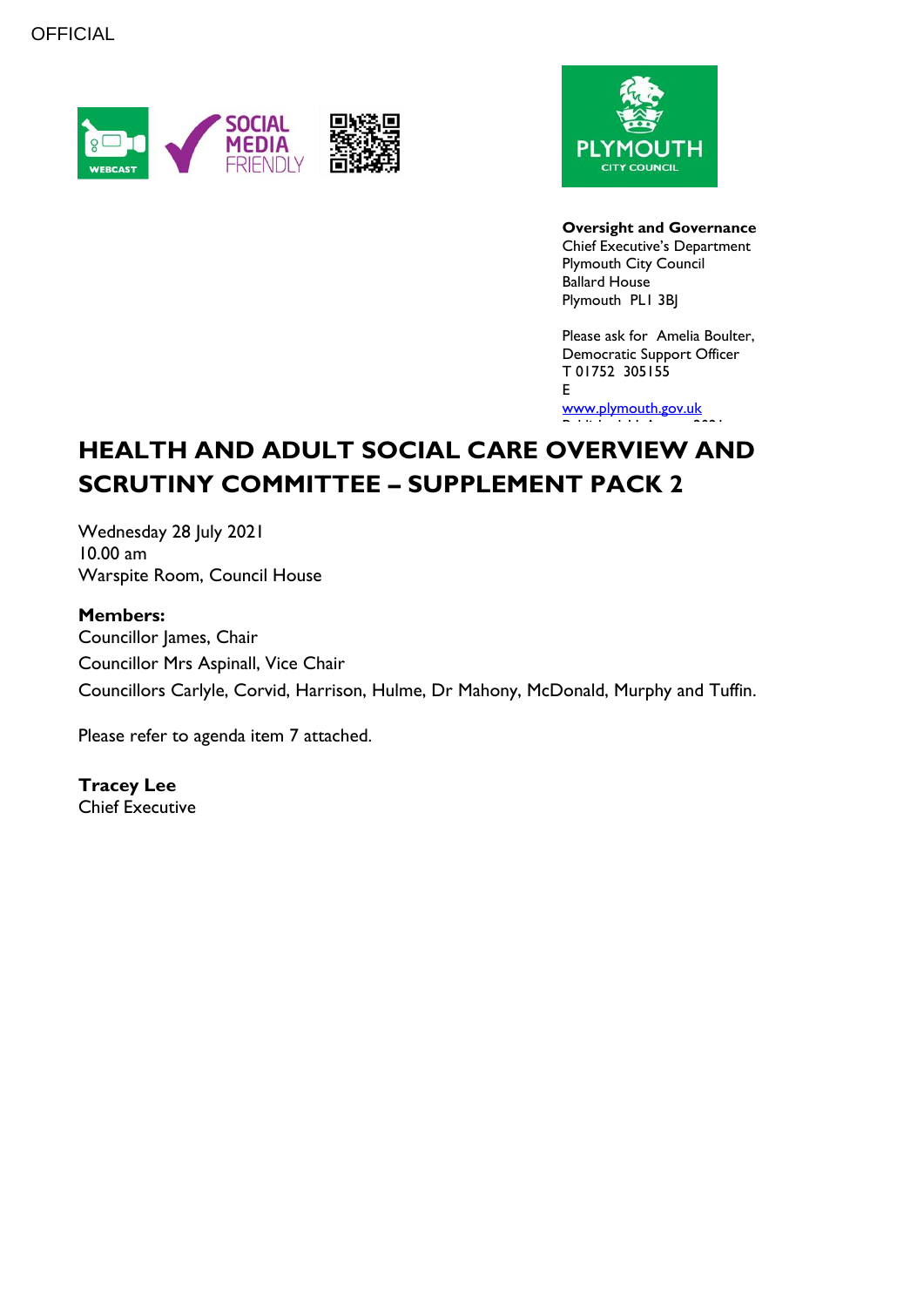OFFICIAL

**Oversight and Governance**
Chief Executive's Department
Plymouth City Council
Ballard House
Plymouth PL1 3BJ

Please ask for Amelia Boulter, Democratic Support Officer
T 01752 305155
E
www.plymouth.gov.uk

# HEALTH AND ADULT SOCIAL CARE OVERVIEW AND SCRUTINY COMMITTEE – SUPPLEMENT PACK 2

Wednesday 28 July 2021
10.00 am
Warspite Room, Council House

**Members:**
Councillor James, Chair
Councillor Mrs Aspinall, Vice Chair
Councillors Carlyle, Corvid, Harrison, Hulme, Dr Mahony, McDonald, Murphy and Tuffin.

Please refer to agenda item 7 attached.

**Tracey Lee**
Chief Executive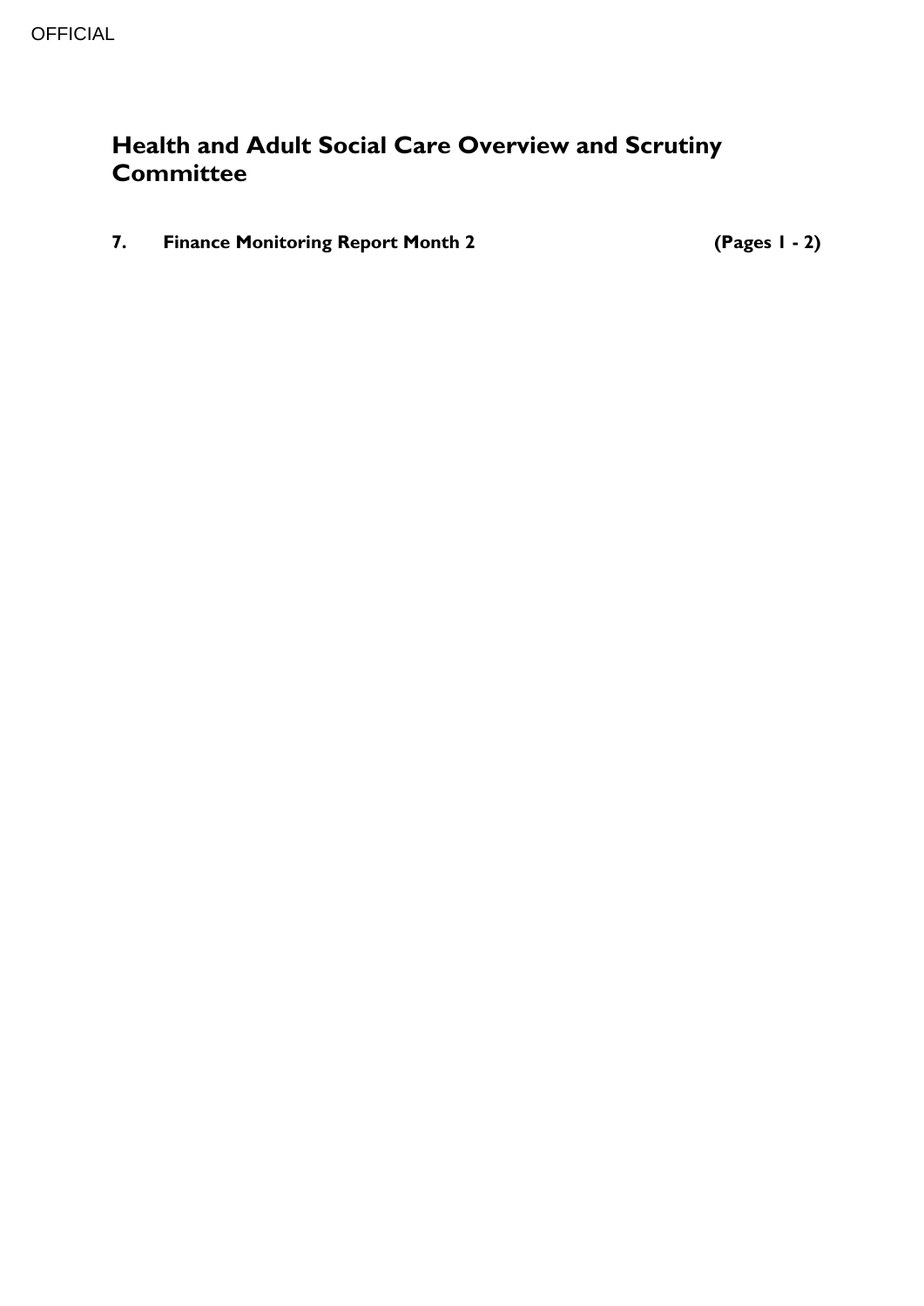# Health and Adult Social Care Overview and Scrutiny Committee

**7. Finance Monitoring Report Month 2** **(Pages 1 - 2)**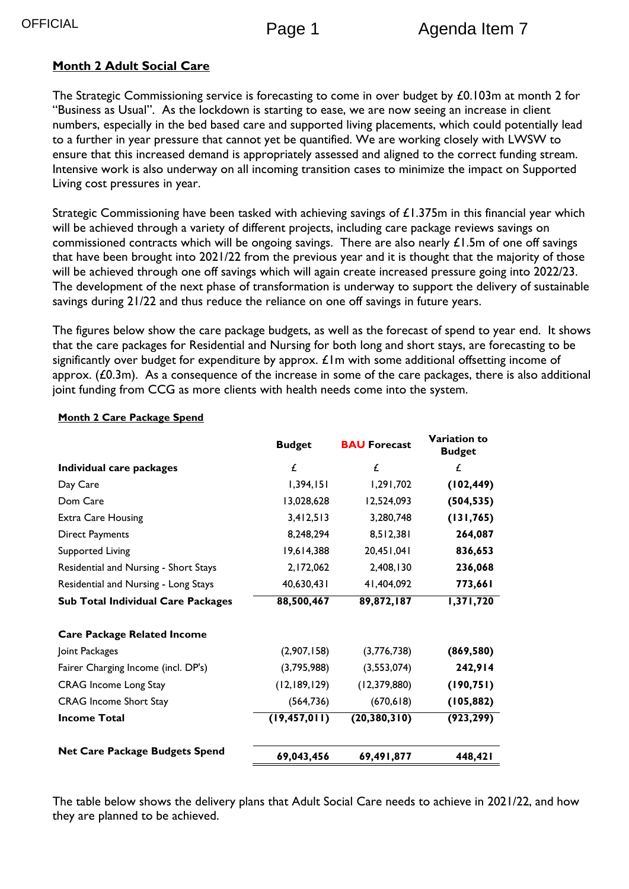## **Month 2 Adult Social Care**

The Strategic Commissioning service is forecasting to come in over budget by £0.103m at month 2 for "Business as Usual". As the lockdown is starting to ease, we are now seeing an increase in client numbers, especially in the bed based care and supported living placements, which could potentially lead to a further in year pressure that cannot yet be quantified. We are working closely with LWSW to ensure that this increased demand is appropriately assessed and aligned to the correct funding stream. Intensive work is also underway on all incoming transition cases to minimize the impact on Supported Living cost pressures in year.

Strategic Commissioning have been tasked with achieving savings of £1.375m in this financial year which will be achieved through a variety of different projects, including care package reviews savings on commissioned contracts which will be ongoing savings. There are also nearly £1.5m of one off savings that have been brought into 2021/22 from the previous year and it is thought that the majority of those will be achieved through one off savings which will again create increased pressure going into 2022/23. The development of the next phase of transformation is underway to support the delivery of sustainable savings during 21/22 and thus reduce the reliance on one off savings in future years.

The figures below show the care package budgets, as well as the forecast of spend to year end. It shows that the care packages for Residential and Nursing for both long and short stays, are forecasting to be significantly over budget for expenditure by approx. £1m with some additional offsetting income of approx. (£0.3m). As a consequence of the increase in some of the care packages, there is also additional joint funding from CCG as more clients with health needs come into the system.

**Month 2 Care Package Spend**

| | **Budget** | **BAU Forecast** | **Variation to Budget** |
|---|---|---|---|
| **Individual care packages** | £ | £ | £ |
| Day Care | 1,394,151 | 1,291,702 | **(102,449)** |
| Dom Care | 13,028,628 | 12,524,093 | **(504,535)** |
| Extra Care Housing | 3,412,513 | 3,280,748 | **(131,765)** |
| Direct Payments | 8,248,294 | 8,512,381 | **264,087** |
| Supported Living | 19,614,388 | 20,451,041 | **836,653** |
| Residential and Nursing - Short Stays | 2,172,062 | 2,408,130 | **236,068** |
| Residential and Nursing - Long Stays | 40,630,431 | 41,404,092 | **773,661** |
| **Sub Total Individual Care Packages** | **88,500,467** | **89,872,187** | **1,371,720** |
| | | | |
| **Care Package Related Income** | | | |
| Joint Packages | (2,907,158) | (3,776,738) | **(869,580)** |
| Fairer Charging Income (incl. DP's) | (3,795,988) | (3,553,074) | **242,914** |
| CRAG Income Long Stay | (12,189,129) | (12,379,880) | **(190,751)** |
| CRAG Income Short Stay | (564,736) | (670,618) | **(105,882)** |
| **Income Total** | **(19,457,011)** | **(20,380,310)** | **(923,299)** |
| | | | |
| **Net Care Package Budgets Spend** | **69,043,456** | **69,491,877** | **448,421** |

The table below shows the delivery plans that Adult Social Care needs to achieve in 2021/22, and how they are planned to be achieved.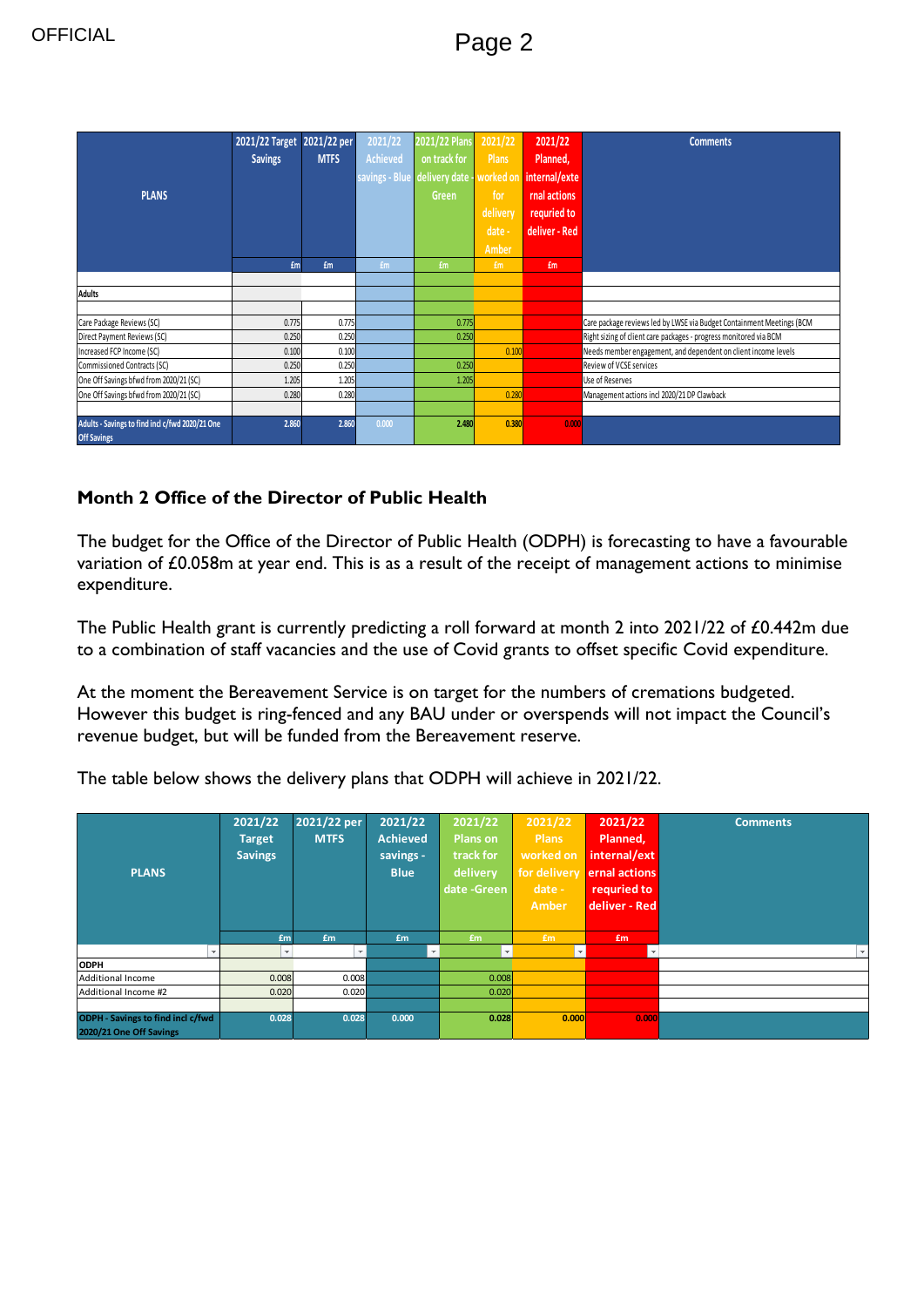| PLANS | 2021/22 Target Savings | 2021/22 per MTFS | 2021/22 Achieved savings - Blue | 2021/22 Plans on track for delivery date - Green | 2021/22 Plans worked on for delivery date - Amber | 2021/22 Planned, internal/external actions requried to deliver - Red | Comments |
|---|---|---|---|---|---|---|---|
| | £m | £m | £m | £m | £m | £m | |
| **Adults** | | | | | | | |
| Care Package Reviews (SC) | 0.775 | 0.775 | | 0.775 | | | Care package reviews led by LWSE via Budget Containment Meetings (BCM |
| Direct Payment Reviews (SC) | 0.250 | 0.250 | | 0.250 | | | Right sizing of client care packages - progress monitored via BCM |
| Increased FCP Income (SC) | 0.100 | 0.100 | | | 0.100 | | Needs member engagement, and dependent on client income levels |
| Commissioned Contracts (SC) | 0.250 | 0.250 | | 0.250 | | | Review of VCSE services |
| One Off Savings bfwd from 2020/21 (SC) | 1.205 | 1.205 | | 1.205 | | | Use of Reserves |
| One Off Savings bfwd from 2020/21 (SC) | 0.280 | 0.280 | | | 0.280 | | Management actions incl 2020/21 DP Clawback |
| Adults - Savings to find incl c/fwd 2020/21 One Off Savings | 2.860 | 2.860 | 0.000 | 2.480 | 0.380 | 0.000 | |

**Month 2 Office of the Director of Public Health**

The budget for the Office of the Director of Public Health (ODPH) is forecasting to have a favourable variation of £0.058m at year end. This is as a result of the receipt of management actions to minimise expenditure.

The Public Health grant is currently predicting a roll forward at month 2 into 2021/22 of £0.442m due to a combination of staff vacancies and the use of Covid grants to offset specific Covid expenditure.

At the moment the Bereavement Service is on target for the numbers of cremations budgeted. However this budget is ring-fenced and any BAU under or overspends will not impact the Council's revenue budget, but will be funded from the Bereavement reserve.

The table below shows the delivery plans that ODPH will achieve in 2021/22.

| PLANS | 2021/22 Target Savings | 2021/22 per MTFS | 2021/22 Achieved savings - Blue | 2021/22 Plans on track for delivery date -Green | 2021/22 Plans worked on for delivery date - Amber | 2021/22 Planned, internal/external actions requried to deliver - Red | Comments |
|---|---|---|---|---|---|---|---|
| | £m | £m | £m | £m | £m | £m | |
| **ODPH** | | | | | | | |
| Additional Income | 0.008 | 0.008 | | 0.008 | | | |
| Additional Income #2 | 0.020 | 0.020 | | 0.020 | | | |
| ODPH - Savings to find incl c/fwd 2020/21 One Off Savings | 0.028 | 0.028 | 0.000 | 0.028 | 0.000 | 0.000 | |